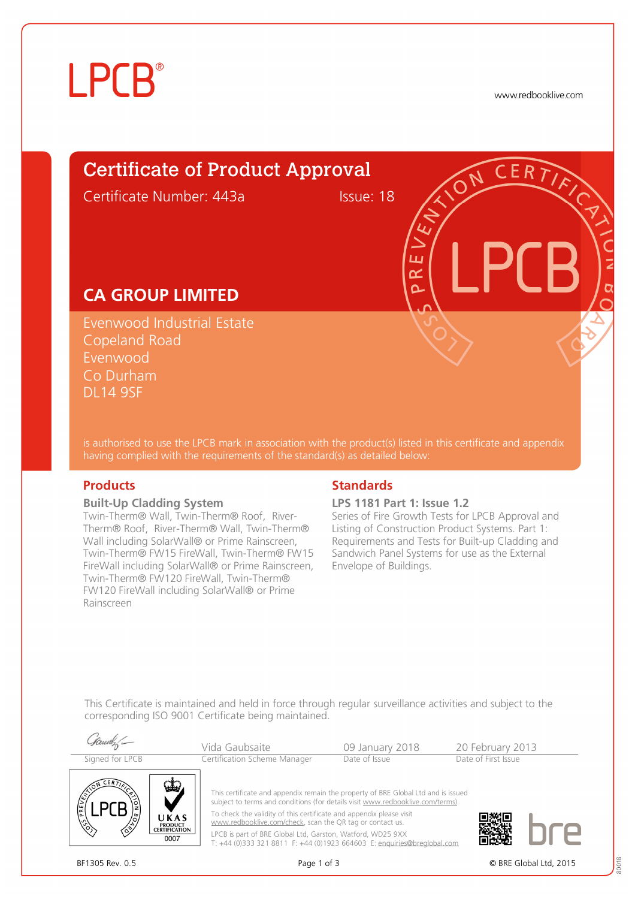LPCB®

www.redbooklive.com

# Certificate of Product Approval

Certificate Number: 443a  Issue: 18

## CA GROUP LIMITED

Evenwood Industrial Estate
Copeland Road
Evenwood
Co Durham
DL14 9SF

is authorised to use the LPCB mark in association with the product(s) listed in this certificate and appendix having complied with the requirements of the standard(s) as detailed below:

## Products

**Built-Up Cladding System**

Twin-Therm® Wall, Twin-Therm® Roof, River-Therm® Roof, River-Therm® Wall, Twin-Therm® Wall including SolarWall® or Prime Rainscreen, Twin-Therm® FW15 FireWall, Twin-Therm® FW15 FireWall including SolarWall® or Prime Rainscreen, Twin-Therm® FW120 FireWall, Twin-Therm® FW120 FireWall including SolarWall® or Prime Rainscreen

## Standards

**LPS 1181 Part 1: Issue 1.2**

Series of Fire Growth Tests for LPCB Approval and Listing of Construction Product Systems. Part 1: Requirements and Tests for Built-up Cladding and Sandwich Panel Systems for use as the External Envelope of Buildings.

This Certificate is maintained and held in force through regular surveillance activities and subject to the corresponding ISO 9001 Certificate being maintained.

| Signed for LPCB | Vida Gaubsaite | 09 January 2018 | 20 February 2013 |
|---|---|---|---|
| | Certification Scheme Manager | Date of Issue | Date of First Issue |

UKAS PRODUCT CERTIFICATION 0007

This certificate and appendix remain the property of BRE Global Ltd and is issued subject to terms and conditions (for details visit www.redbooklive.com/terms).

To check the validity of this certificate and appendix please visit www.redbooklive.com/check, scan the QR tag or contact us.

LPCB is part of BRE Global Ltd, Garston, Watford, WD25 9XX
T: +44 (0)333 321 8811 F: +44 (0)1923 664603 E: enquiries@breglobal.com

BF1305 Rev. 0.5

© BRE Global Ltd, 2015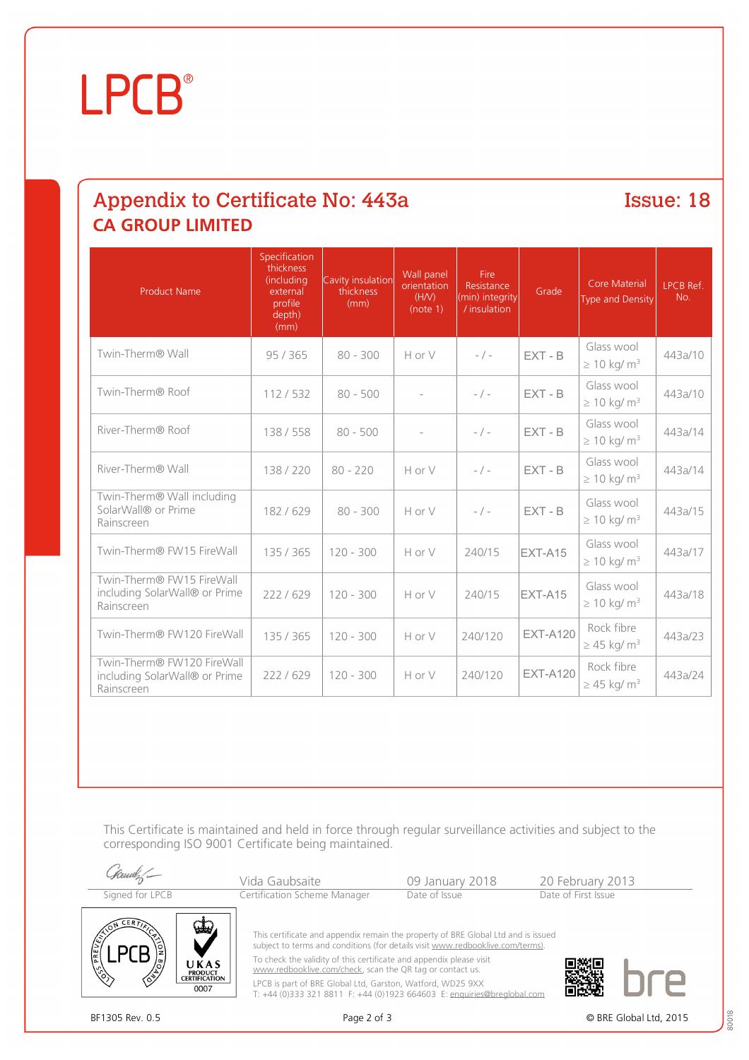# LPCB®

## Appendix to Certificate No: 443a

**Issue: 18**

## CA GROUP LIMITED

| Product Name | Specification thickness (including external profile depth) (mm) | Cavity insulation thickness (mm) | Wall panel orientation (H/V) (note 1) | Fire Resistance (min) integrity / insulation | Grade | Core Material Type and Density | LPCB Ref. No. |
|---|---|---|---|---|---|---|---|
| Twin-Therm® Wall | 95 / 365 | 80 - 300 | H or V | - / - | EXT - B | Glass wool ≥ 10 kg/ $m^3$ | 443a/10 |
| Twin-Therm® Roof | 112 / 532 | 80 - 500 | - | - / - | EXT - B | Glass wool ≥ 10 kg/ $m^3$ | 443a/10 |
| River-Therm® Roof | 138 / 558 | 80 - 500 | - | - / - | EXT - B | Glass wool ≥ 10 kg/ $m^3$ | 443a/14 |
| River-Therm® Wall | 138 / 220 | 80 - 220 | H or V | - / - | EXT - B | Glass wool ≥ 10 kg/ $m^3$ | 443a/14 |
| Twin-Therm® Wall including SolarWall® or Prime Rainscreen | 182 / 629 | 80 - 300 | H or V | - / - | EXT - B | Glass wool ≥ 10 kg/ $m^3$ | 443a/15 |
| Twin-Therm® FW15 FireWall | 135 / 365 | 120 - 300 | H or V | 240/15 | EXT-A15 | Glass wool ≥ 10 kg/ $m^3$ | 443a/17 |
| Twin-Therm® FW15 FireWall including SolarWall® or Prime Rainscreen | 222 / 629 | 120 - 300 | H or V | 240/15 | EXT-A15 | Glass wool ≥ 10 kg/ $m^3$ | 443a/18 |
| Twin-Therm® FW120 FireWall | 135 / 365 | 120 - 300 | H or V | 240/120 | EXT-A120 | Rock fibre ≥ 45 kg/ $m^3$ | 443a/23 |
| Twin-Therm® FW120 FireWall including SolarWall® or Prime Rainscreen | 222 / 629 | 120 - 300 | H or V | 240/120 | EXT-A120 | Rock fibre ≥ 45 kg/ $m^3$ | 443a/24 |

This Certificate is maintained and held in force through regular surveillance activities and subject to the corresponding ISO 9001 Certificate being maintained.

| Signed for LPCB | Vida Gaubsaite<br>Certification Scheme Manager | 09 January 2018<br>Date of Issue | 20 February 2013<br>Date of First Issue |
|---|---|---|---|

LPCB — Loss Prevention Certification Board | UKAS Product Certification 0007

This certificate and appendix remain the property of BRE Global Ltd and is issued subject to terms and conditions (for details visit www.redbooklive.com/terms).

To check the validity of this certificate and appendix please visit www.redbooklive.com/check, scan the QR tag or contact us.

LPCB is part of BRE Global Ltd, Garston, Watford, WD25 9XX
T: +44 (0)333 321 8811 F: +44 (0)1923 664603 E: enquiries@breglobal.com

bre

BF1305 Rev. 0.5

© BRE Global Ltd, 2015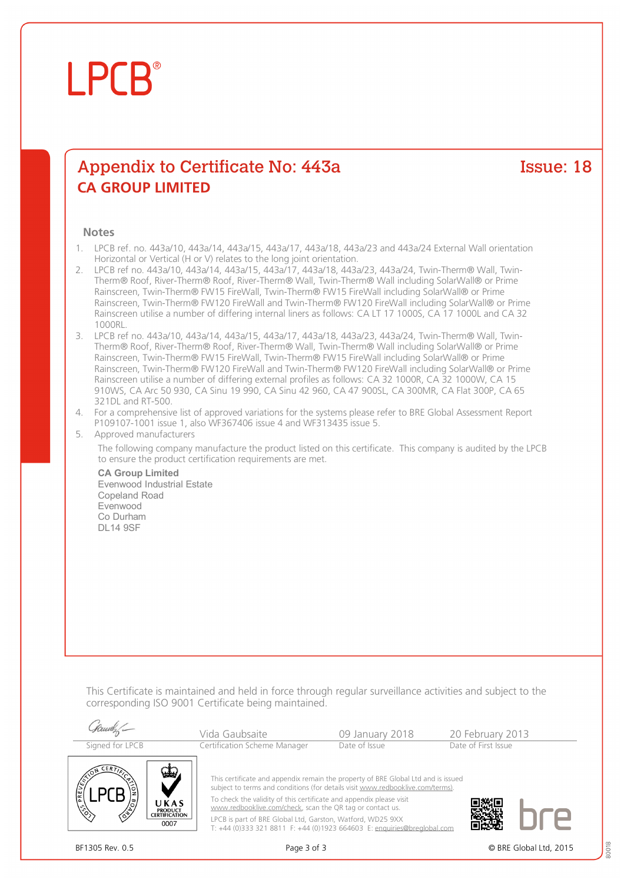# LPCB®

## Appendix to Certificate No: 443a

Issue: 18

## CA GROUP LIMITED

### Notes

1. LPCB ref. no. 443a/10, 443a/14, 443a/15, 443a/17, 443a/18, 443a/23 and 443a/24 External Wall orientation Horizontal or Vertical (H or V) relates to the long joint orientation.
2. LPCB ref no. 443a/10, 443a/14, 443a/15, 443a/17, 443a/18, 443a/23, 443a/24, Twin-Therm® Wall, Twin-Therm® Roof, River-Therm® Roof, River-Therm® Wall, Twin-Therm® Wall including SolarWall® or Prime Rainscreen, Twin-Therm® FW15 FireWall, Twin-Therm® FW15 FireWall including SolarWall® or Prime Rainscreen, Twin-Therm® FW120 FireWall and Twin-Therm® FW120 FireWall including SolarWall® or Prime Rainscreen utilise a number of differing internal liners as follows: CA LT 17 1000S, CA 17 1000L and CA 32 1000RL.
3. LPCB ref no. 443a/10, 443a/14, 443a/15, 443a/17, 443a/18, 443a/23, 443a/24, Twin-Therm® Wall, Twin-Therm® Roof, River-Therm® Roof, River-Therm® Wall, Twin-Therm® Wall including SolarWall® or Prime Rainscreen, Twin-Therm® FW15 FireWall, Twin-Therm® FW15 FireWall including SolarWall® or Prime Rainscreen, Twin-Therm® FW120 FireWall and Twin-Therm® FW120 FireWall including SolarWall® or Prime Rainscreen utilise a number of differing external profiles as follows: CA 32 1000R, CA 32 1000W, CA 15 910WS, CA Arc 50 930, CA Sinu 19 990, CA Sinu 42 960, CA 47 900SL, CA 300MR, CA Flat 300P, CA 65 321DL and RT-500.
4. For a comprehensive list of approved variations for the systems please refer to BRE Global Assessment Report P109107-1001 issue 1, also WF367406 issue 4 and WF313435 issue 5.
5. Approved manufacturers

   The following company manufacture the product listed on this certificate. This company is audited by the LPCB to ensure the product certification requirements are met.

   **CA Group Limited**
   Evenwood Industrial Estate
   Copeland Road
   Evenwood
   Co Durham
   DL14 9SF

This Certificate is maintained and held in force through regular surveillance activities and subject to the corresponding ISO 9001 Certificate being maintained.

| Signed for LPCB | Vida Gaubsaite<br>Certification Scheme Manager | 09 January 2018<br>Date of Issue | 20 February 2013<br>Date of First Issue |
|---|---|---|---|

This certificate and appendix remain the property of BRE Global Ltd and is issued subject to terms and conditions (for details visit www.redbooklive.com/terms).

To check the validity of this certificate and appendix please visit www.redbooklive.com/check, scan the QR tag or contact us.

LPCB is part of BRE Global Ltd, Garston, Watford, WD25 9XX
T: +44 (0)333 321 8811 F: +44 (0)1923 664603 E: enquiries@breglobal.com

BF1305 Rev. 0.5

© BRE Global Ltd, 2015